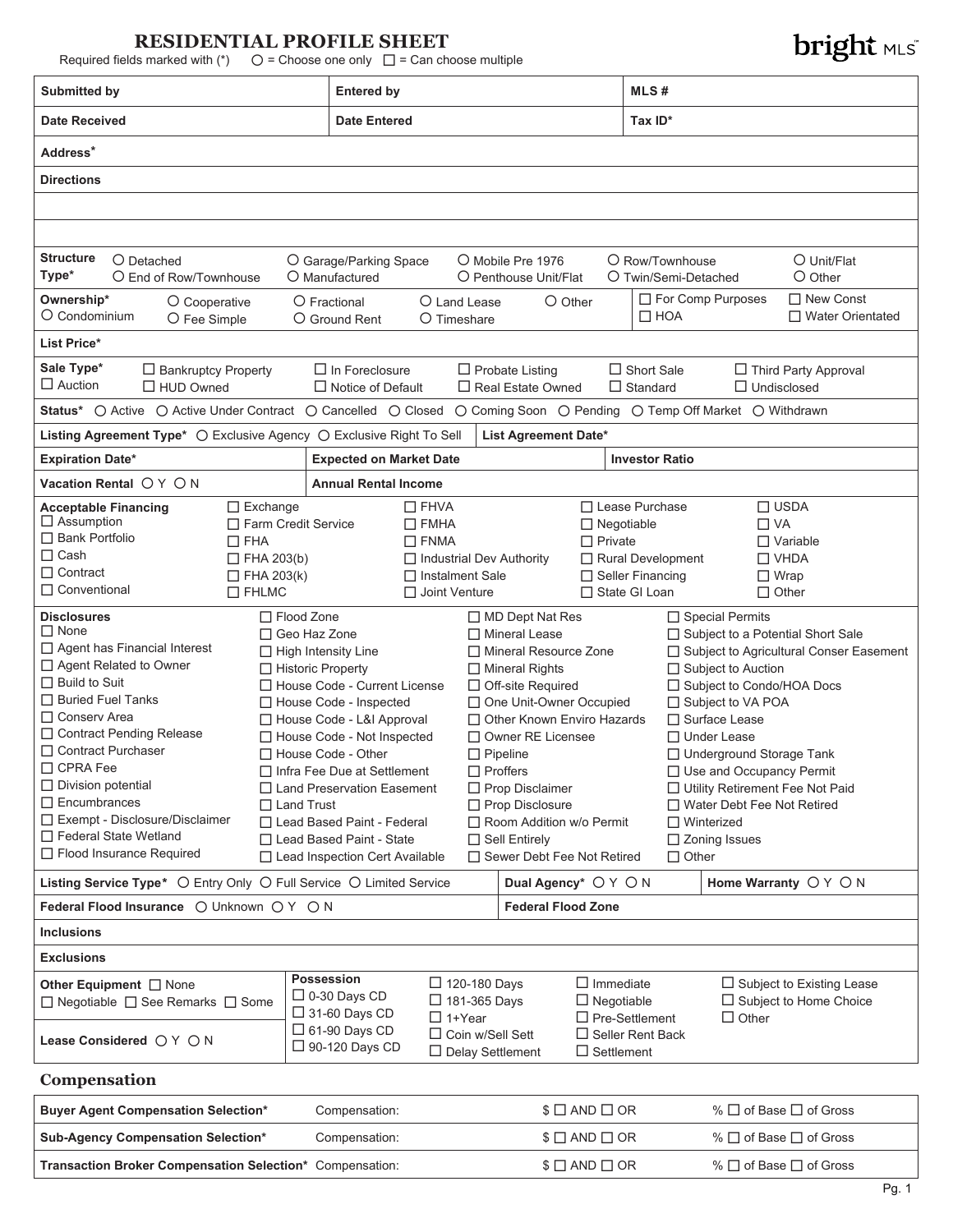# RESIDENTIAL PROFILE SHEET

bright MLS™

Required fields marked with (*)  ○ = Choose one only  ☐ = Can choose multiple

| Submitted by | Entered by | MLS # |
|---|---|---|
| **Date Received** | **Date Entered** | **Tax ID*** |

**Address***

**Directions**

**Structure Type*** ○ Detached ○ End of Row/Townhouse ○ Garage/Parking Space ○ Manufactured ○ Mobile Pre 1976 ○ Penthouse Unit/Flat ○ Row/Townhouse ○ Twin/Semi-Detached ○ Unit/Flat ○ Other

**Ownership*** ○ Condominium ○ Cooperative ○ Fee Simple ○ Fractional ○ Ground Rent ○ Land Lease ○ Timeshare ○ Other ☐ For Comp Purposes ☐ HOA ☐ New Const ☐ Water Orientated

**List Price***

**Sale Type*** ☐ Auction ☐ Bankruptcy Property ☐ HUD Owned ☐ In Foreclosure ☐ Notice of Default ☐ Probate Listing ☐ Real Estate Owned ☐ Short Sale ☐ Standard ☐ Third Party Approval ☐ Undisclosed

**Status*** ○ Active ○ Active Under Contract ○ Cancelled ○ Closed ○ Coming Soon ○ Pending ○ Temp Off Market ○ Withdrawn

| Listing Agreement Type* ○ Exclusive Agency ○ Exclusive Right To Sell | List Agreement Date* | |
|---|---|---|
| **Expiration Date*** | **Expected on Market Date** | **Investor Ratio** |
| **Vacation Rental** ○ Y ○ N | **Annual Rental Income** | |

**Acceptable Financing**
☐ Assumption ☐ Bank Portfolio ☐ Cash ☐ Contract ☐ Conventional ☐ Exchange ☐ Farm Credit Service ☐ FHA ☐ FHA 203(b) ☐ FHA 203(k) ☐ FHLMC ☐ FHVA ☐ FMHA ☐ FNMA ☐ Industrial Dev Authority ☐ Instalment Sale ☐ Joint Venture ☐ Lease Purchase ☐ Negotiable ☐ Private ☐ Rural Development ☐ Seller Financing ☐ State GI Loan ☐ USDA ☐ VA ☐ Variable ☐ VHDA ☐ Wrap ☐ Other

**Disclosures**
☐ None ☐ Agent has Financial Interest ☐ Agent Related to Owner ☐ Build to Suit ☐ Buried Fuel Tanks ☐ Conserv Area ☐ Contract Pending Release ☐ Contract Purchaser ☐ CPRA Fee ☐ Division potential ☐ Encumbrances ☐ Exempt - Disclosure/Disclaimer ☐ Federal State Wetland ☐ Flood Insurance Required ☐ Flood Zone ☐ Geo Haz Zone ☐ High Intensity Line ☐ Historic Property ☐ House Code - Current License ☐ House Code - Inspected ☐ House Code - L&I Approval ☐ House Code - Not Inspected ☐ House Code - Other ☐ Infra Fee Due at Settlement ☐ Land Preservation Easement ☐ Land Trust ☐ Lead Based Paint - Federal ☐ Lead Based Paint - State ☐ Lead Inspection Cert Available ☐ MD Dept Nat Res ☐ Mineral Lease ☐ Mineral Resource Zone ☐ Mineral Rights ☐ Off-site Required ☐ One Unit-Owner Occupied ☐ Other Known Enviro Hazards ☐ Owner RE Licensee ☐ Pipeline ☐ Proffers ☐ Prop Disclaimer ☐ Prop Disclosure ☐ Room Addition w/o Permit ☐ Sell Entirely ☐ Sewer Debt Fee Not Retired ☐ Special Permits ☐ Subject to a Potential Short Sale ☐ Subject to Agricultural Conser Easement ☐ Subject to Auction ☐ Subject to Condo/HOA Docs ☐ Subject to VA POA ☐ Surface Lease ☐ Under Lease ☐ Underground Storage Tank ☐ Use and Occupancy Permit ☐ Utility Retirement Fee Not Paid ☐ Water Debt Fee Not Retired ☐ Winterized ☐ Zoning Issues ☐ Other

| Listing Service Type* ○ Entry Only ○ Full Service ○ Limited Service | Dual Agency* ○ Y ○ N | Home Warranty ○ Y ○ N |
|---|---|---|
| **Federal Flood Insurance** ○ Unknown ○ Y ○ N | **Federal Flood Zone** | |

**Inclusions**

**Exclusions**

**Other Equipment** ☐ None ☐ Negotiable ☐ See Remarks ☐ Some

**Lease Considered** ○ Y ○ N

**Possession**
☐ 0-30 Days CD ☐ 31-60 Days CD ☐ 61-90 Days CD ☐ 90-120 Days CD ☐ 120-180 Days ☐ 181-365 Days ☐ 1+Year ☐ Coin w/Sell Sett ☐ Delay Settlement ☐ Immediate ☐ Negotiable ☐ Pre-Settlement ☐ Seller Rent Back ☐ Settlement ☐ Subject to Existing Lease ☐ Subject to Home Choice ☐ Other

## Compensation

| Selection | Compensation | $ | % |
|---|---|---|---|
| **Buyer Agent Compensation Selection*** | Compensation: | $ ☐ AND ☐ OR | % ☐ of Base ☐ of Gross |
| **Sub-Agency Compensation Selection*** | Compensation: | $ ☐ AND ☐ OR | % ☐ of Base ☐ of Gross |
| **Transaction Broker Compensation Selection*** | Compensation: | $ ☐ AND ☐ OR | % ☐ of Base ☐ of Gross |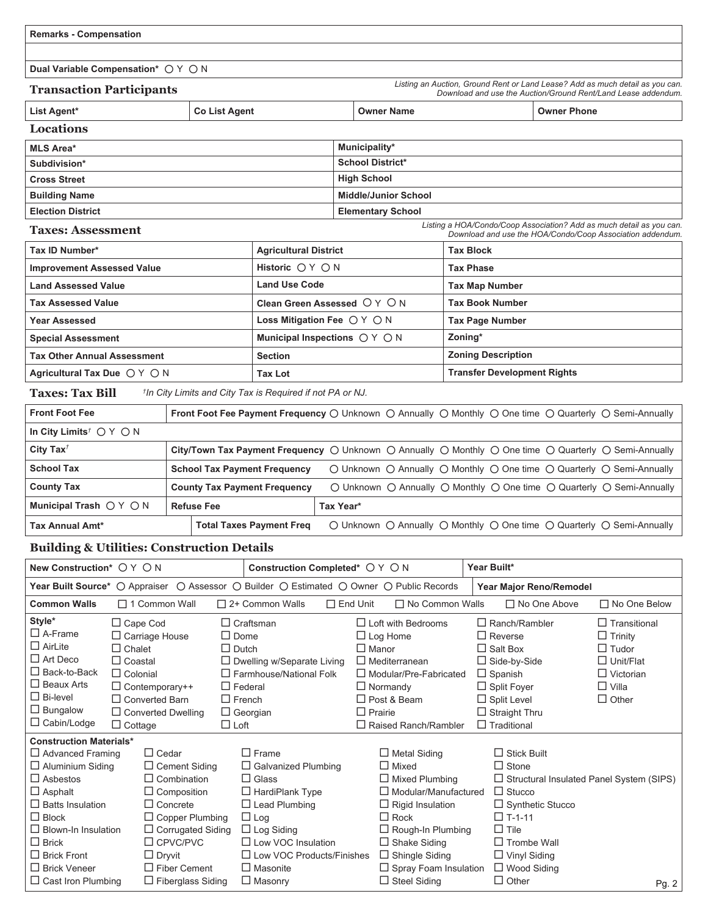| Remarks - Compensation |
|---|
| |
| Dual Variable Compensation* ○ Y ○ N |

## Transaction Participants

*Listing an Auction, Ground Rent or Land Lease? Add as much detail as you can. Download and use the Auction/Ground Rent/Land Lease addendum.*

| List Agent* | Co List Agent | Owner Name | Owner Phone |
|---|---|---|---|

## Locations

| | |
|---|---|
| MLS Area* | Municipality* |
| Subdivision* | School District* |
| Cross Street | High School |
| Building Name | Middle/Junior School |
| Election District | Elementary School |

## Taxes: Assessment

*Listing a HOA/Condo/Coop Association? Add as much detail as you can. Download and use the HOA/Condo/Coop Association addendum.*

| | | |
|---|---|---|
| Tax ID Number* | Agricultural District | Tax Block |
| Improvement Assessed Value | Historic ○ Y ○ N | Tax Phase |
| Land Assessed Value | Land Use Code | Tax Map Number |
| Tax Assessed Value | Clean Green Assessed ○ Y ○ N | Tax Book Number |
| Year Assessed | Loss Mitigation Fee ○ Y ○ N | Tax Page Number |
| Special Assessment | Municipal Inspections ○ Y ○ N | Zoning* |
| Tax Other Annual Assessment | Section | Zoning Description |
| Agricultural Tax Due ○ Y ○ N | Tax Lot | Transfer Development Rights |

## Taxes: Tax Bill

*†In City Limits and City Tax is Required if not PA or NJ.*

| | | |
|---|---|---|
| Front Foot Fee | Front Foot Fee Payment Frequency ○ Unknown ○ Annually ○ Monthly ○ One time ○ Quarterly ○ Semi-Annually | |
| In City Limits† ○ Y ○ N | | |
| City Tax† | City/Town Tax Payment Frequency ○ Unknown ○ Annually ○ Monthly ○ One time ○ Quarterly ○ Semi-Annually | |
| School Tax | School Tax Payment Frequency ○ Unknown ○ Annually ○ Monthly ○ One time ○ Quarterly ○ Semi-Annually | |
| County Tax | County Tax Payment Frequency ○ Unknown ○ Annually ○ Monthly ○ One time ○ Quarterly ○ Semi-Annually | |
| Municipal Trash ○ Y ○ N | Refuse Fee | Tax Year* |
| Tax Annual Amt* | Total Taxes Payment Freq ○ Unknown ○ Annually ○ Monthly ○ One time ○ Quarterly ○ Semi-Annually | |

## Building & Utilities: Construction Details

| | | |
|---|---|---|
| New Construction* ○ Y ○ N | Construction Completed* ○ Y ○ N | Year Built* |
| Year Built Source* ○ Appraiser ○ Assessor ○ Builder ○ Estimated ○ Owner ○ Public Records | | Year Major Reno/Remodel |

**Common Walls** ☐ 1 Common Wall ☐ 2+ Common Walls ☐ End Unit ☐ No Common Walls ☐ No One Above ☐ No One Below

**Style***

☐ A-Frame ☐ AirLite ☐ Art Deco ☐ Back-to-Back ☐ Beaux Arts ☐ Bi-level ☐ Bungalow ☐ Cabin/Lodge ☐ Cape Cod ☐ Carriage House ☐ Chalet ☐ Coastal ☐ Colonial ☐ Contemporary++ ☐ Converted Barn ☐ Converted Dwelling ☐ Cottage ☐ Craftsman ☐ Dome ☐ Dutch ☐ Dwelling w/Separate Living ☐ Farmhouse/National Folk ☐ Federal ☐ French ☐ Georgian ☐ Loft ☐ Loft with Bedrooms ☐ Log Home ☐ Manor ☐ Mediterranean ☐ Modular/Pre-Fabricated ☐ Normandy ☐ Post & Beam ☐ Prairie ☐ Raised Ranch/Rambler ☐ Ranch/Rambler ☐ Reverse ☐ Salt Box ☐ Side-by-Side ☐ Spanish ☐ Split Foyer ☐ Split Level ☐ Straight Thru ☐ Traditional ☐ Transitional ☐ Trinity ☐ Tudor ☐ Unit/Flat ☐ Victorian ☐ Villa ☐ Other

**Construction Materials***

☐ Advanced Framing ☐ Aluminium Siding ☐ Asbestos ☐ Asphalt ☐ Batts Insulation ☐ Block ☐ Blown-In Insulation ☐ Brick ☐ Brick Front ☐ Brick Veneer ☐ Cast Iron Plumbing ☐ Cedar ☐ Cement Siding ☐ Combination ☐ Composition ☐ Concrete ☐ Copper Plumbing ☐ Corrugated Siding ☐ CPVC/PVC ☐ Dryvit ☐ Fiber Cement ☐ Fiberglass Siding ☐ Frame ☐ Galvanized Plumbing ☐ Glass ☐ HardiPlank Type ☐ Lead Plumbing ☐ Log ☐ Log Siding ☐ Low VOC Insulation ☐ Low VOC Products/Finishes ☐ Masonite ☐ Masonry ☐ Metal Siding ☐ Mixed ☐ Mixed Plumbing ☐ Modular/Manufactured ☐ Rigid Insulation ☐ Rock ☐ Rough-In Plumbing ☐ Shake Siding ☐ Shingle Siding ☐ Spray Foam Insulation ☐ Steel Siding ☐ Stick Built ☐ Stone ☐ Structural Insulated Panel System (SIPS) ☐ Stucco ☐ Synthetic Stucco ☐ T-1-11 ☐ Tile ☐ Trombe Wall ☐ Vinyl Siding ☐ Wood Siding ☐ Other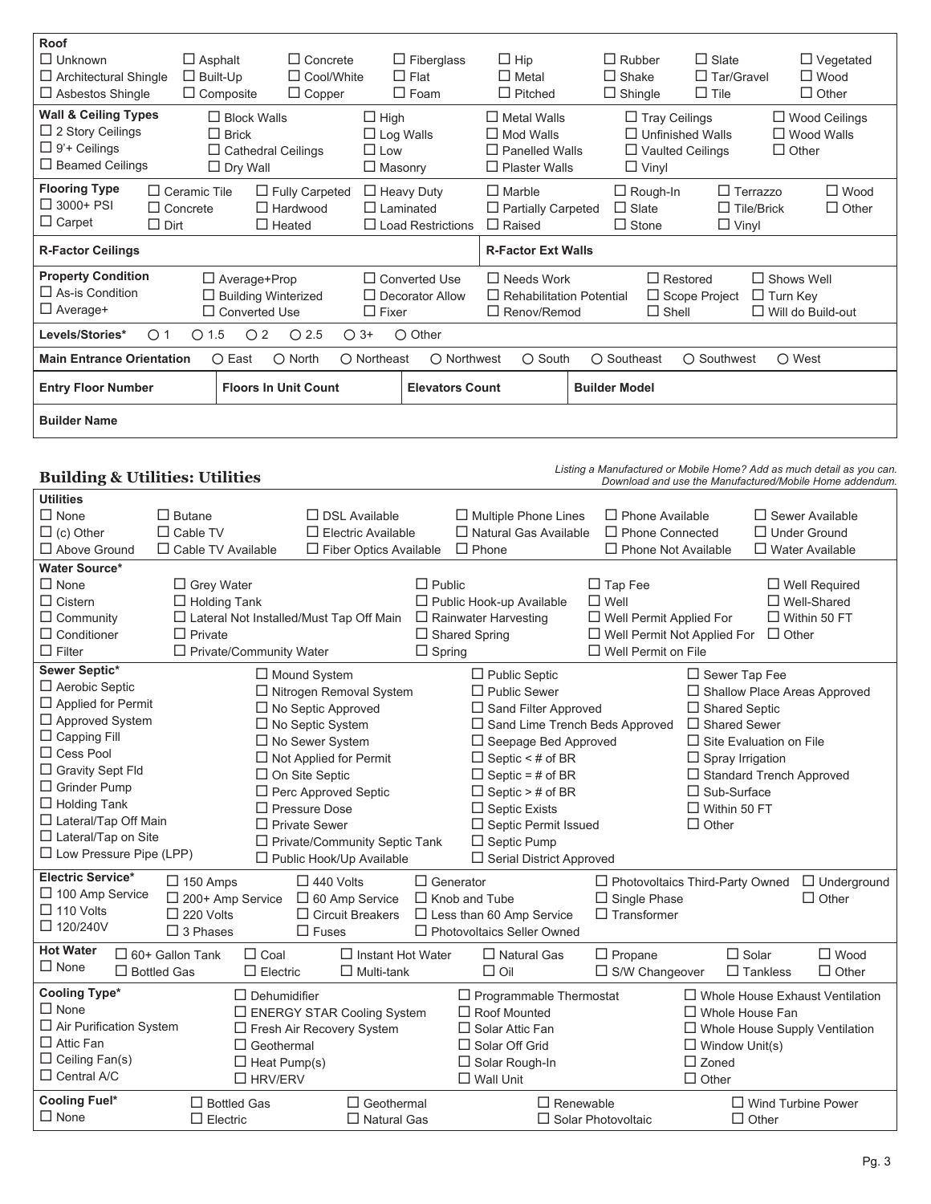**Roof**

☐ Unknown ☐ Architectural Shingle ☐ Asbestos Shingle ☐ Asphalt ☐ Built-Up ☐ Composite ☐ Concrete ☐ Cool/White ☐ Copper ☐ Fiberglass ☐ Flat ☐ Foam ☐ Hip ☐ Metal ☐ Pitched ☐ Rubber ☐ Shake ☐ Shingle ☐ Slate ☐ Tar/Gravel ☐ Tile ☐ Vegetated ☐ Wood ☐ Other

**Wall & Ceiling Types**

☐ 2 Story Ceilings ☐ 9'+ Ceilings ☐ Beamed Ceilings ☐ Block Walls ☐ Brick ☐ Cathedral Ceilings ☐ Dry Wall ☐ High ☐ Log Walls ☐ Low ☐ Masonry ☐ Metal Walls ☐ Mod Walls ☐ Panelled Walls ☐ Plaster Walls ☐ Tray Ceilings ☐ Unfinished Walls ☐ Vaulted Ceilings ☐ Vinyl ☐ Wood Ceilings ☐ Wood Walls ☐ Other

**Flooring Type**

☐ 3000+ PSI ☐ Carpet ☐ Ceramic Tile ☐ Concrete ☐ Dirt ☐ Fully Carpeted ☐ Hardwood ☐ Heated ☐ Heavy Duty ☐ Laminated ☐ Load Restrictions ☐ Marble ☐ Partially Carpeted ☐ Raised ☐ Rough-In ☐ Slate ☐ Stone ☐ Terrazzo ☐ Tile/Brick ☐ Vinyl ☐ Wood ☐ Other

| **R-Factor Ceilings** | **R-Factor Ext Walls** |
|---|---|

**Property Condition**

☐ As-is Condition ☐ Average+ ☐ Average+Prop ☐ Building Winterized ☐ Converted Use ☐ Converted Use ☐ Decorator Allow ☐ Fixer ☐ Needs Work ☐ Rehabilitation Potential ☐ Renov/Remod ☐ Restored ☐ Scope Project ☐ Shell ☐ Shows Well ☐ Turn Key ☐ Will do Build-out

**Levels/Stories*** ○ 1 ○ 1.5 ○ 2 ○ 2.5 ○ 3+ ○ Other

**Main Entrance Orientation** ○ East ○ North ○ Northeast ○ Northwest ○ South ○ Southeast ○ Southwest ○ West

| **Entry Floor Number** | **Floors In Unit Count** | **Elevators Count** | **Builder Model** |
|---|---|---|---|

**Builder Name**

## Building & Utilities: Utilities

*Listing a Manufactured or Mobile Home? Add as much detail as you can. Download and use the Manufactured/Mobile Home addendum.*

**Utilities**

☐ None ☐ (c) Other ☐ Above Ground ☐ Butane ☐ Cable TV ☐ Cable TV Available ☐ DSL Available ☐ Electric Available ☐ Fiber Optics Available ☐ Multiple Phone Lines ☐ Natural Gas Available ☐ Phone ☐ Phone Available ☐ Phone Connected ☐ Phone Not Available ☐ Sewer Available ☐ Under Ground ☐ Water Available

**Water Source***

☐ None ☐ Cistern ☐ Community ☐ Conditioner ☐ Filter ☐ Grey Water ☐ Holding Tank ☐ Lateral Not Installed/Must Tap Off Main ☐ Private ☐ Private/Community Water ☐ Public ☐ Public Hook-up Available ☐ Rainwater Harvesting ☐ Shared Spring ☐ Spring ☐ Tap Fee ☐ Well ☐ Well Permit Applied For ☐ Well Permit Not Applied For ☐ Well Permit on File ☐ Well Required ☐ Well-Shared ☐ Within 50 FT ☐ Other

**Sewer Septic***

☐ Aerobic Septic ☐ Applied for Permit ☐ Approved System ☐ Capping Fill ☐ Cess Pool ☐ Gravity Sept Fld ☐ Grinder Pump ☐ Holding Tank ☐ Lateral/Tap Off Main ☐ Lateral/Tap on Site ☐ Low Pressure Pipe (LPP) ☐ Mound System ☐ Nitrogen Removal System ☐ No Septic Approved ☐ No Septic System ☐ No Sewer System ☐ Not Applied for Permit ☐ On Site Septic ☐ Perc Approved Septic ☐ Pressure Dose ☐ Private Sewer ☐ Private/Community Septic Tank ☐ Public Hook/Up Available ☐ Public Septic ☐ Public Sewer ☐ Sand Filter Approved ☐ Sand Lime Trench Beds Approved ☐ Seepage Bed Approved ☐ Septic < # of BR ☐ Septic = # of BR ☐ Septic > # of BR ☐ Septic Exists ☐ Septic Permit Issued ☐ Septic Pump ☐ Serial District Approved ☐ Sewer Tap Fee ☐ Shallow Place Areas Approved ☐ Shared Septic ☐ Shared Sewer ☐ Site Evaluation on File ☐ Spray Irrigation ☐ Standard Trench Approved ☐ Sub-Surface ☐ Within 50 FT ☐ Other

**Electric Service***

☐ 100 Amp Service ☐ 110 Volts ☐ 120/240V ☐ 150 Amps ☐ 200+ Amp Service ☐ 220 Volts ☐ 3 Phases ☐ 440 Volts ☐ 60 Amp Service ☐ Circuit Breakers ☐ Fuses ☐ Generator ☐ Knob and Tube ☐ Less than 60 Amp Service ☐ Photovoltaics Seller Owned ☐ Photovoltaics Third-Party Owned ☐ Single Phase ☐ Transformer ☐ Underground ☐ Other

**Hot Water**

☐ None ☐ 60+ Gallon Tank ☐ Bottled Gas ☐ Coal ☐ Electric ☐ Instant Hot Water ☐ Multi-tank ☐ Natural Gas ☐ Oil ☐ Propane ☐ S/W Changeover ☐ Solar ☐ Tankless ☐ Wood ☐ Other

**Cooling Type***

☐ None ☐ Air Purification System ☐ Attic Fan ☐ Ceiling Fan(s) ☐ Central A/C ☐ Dehumidifier ☐ ENERGY STAR Cooling System ☐ Fresh Air Recovery System ☐ Geothermal ☐ Heat Pump(s) ☐ HRV/ERV ☐ Programmable Thermostat ☐ Roof Mounted ☐ Solar Attic Fan ☐ Solar Off Grid ☐ Solar Rough-In ☐ Wall Unit ☐ Whole House Exhaust Ventilation ☐ Whole House Fan ☐ Whole House Supply Ventilation ☐ Window Unit(s) ☐ Zoned ☐ Other

**Cooling Fuel***

☐ None ☐ Bottled Gas ☐ Electric ☐ Geothermal ☐ Natural Gas ☐ Renewable ☐ Solar Photovoltaic ☐ Wind Turbine Power ☐ Other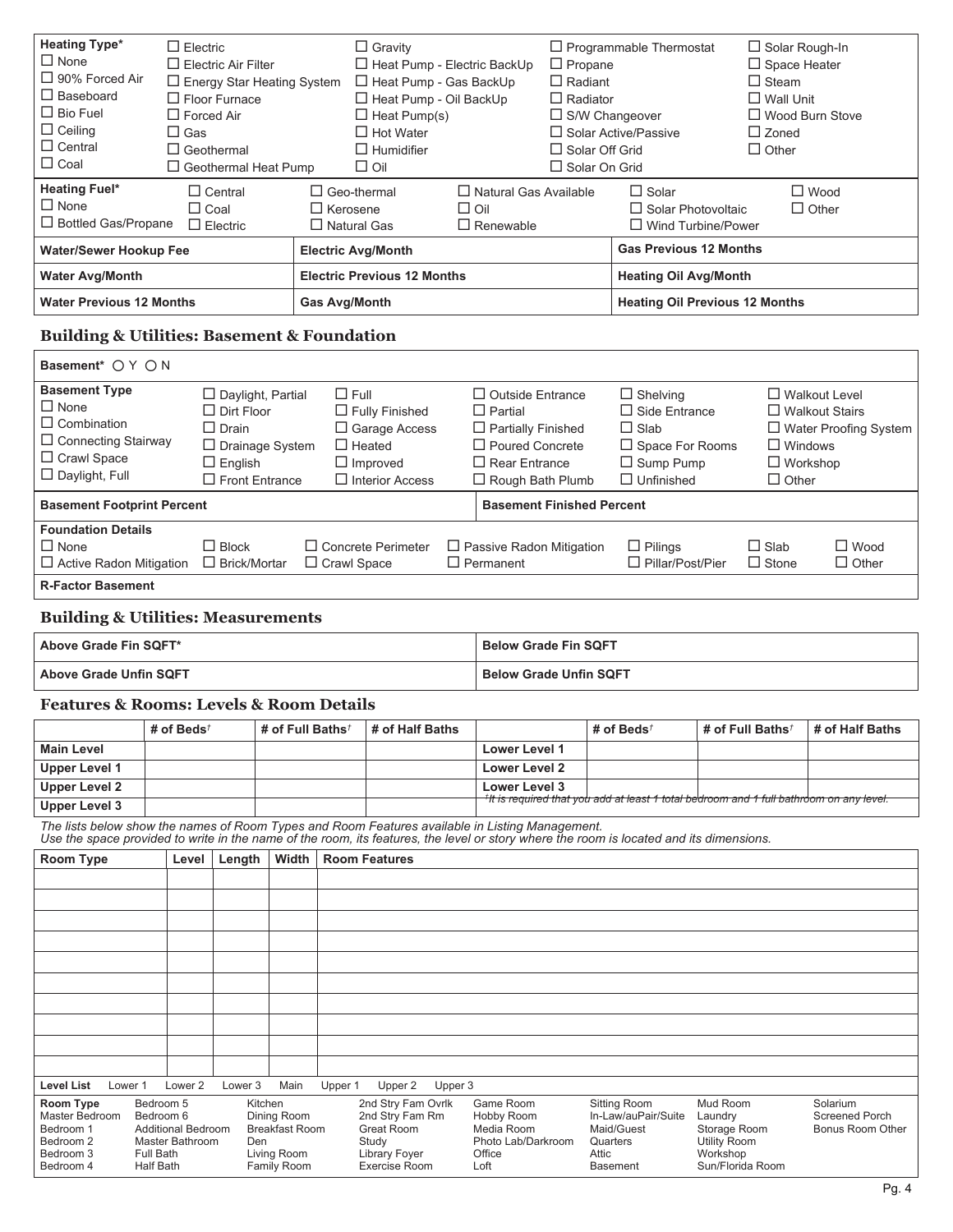**Heating Type***

- ☐ None
- ☐ 90% Forced Air
- ☐ Baseboard
- ☐ Bio Fuel
- ☐ Ceiling
- ☐ Central
- ☐ Coal
- ☐ Electric
- ☐ Electric Air Filter
- ☐ Energy Star Heating System
- ☐ Floor Furnace
- ☐ Forced Air
- ☐ Gas
- ☐ Geothermal
- ☐ Geothermal Heat Pump
- ☐ Gravity
- ☐ Heat Pump - Electric BackUp
- ☐ Heat Pump - Gas BackUp
- ☐ Heat Pump - Oil BackUp
- ☐ Heat Pump(s)
- ☐ Hot Water
- ☐ Humidifier
- ☐ Oil
- ☐ Programmable Thermostat
- ☐ Propane
- ☐ Radiant
- ☐ Radiator
- ☐ S/W Changeover
- ☐ Solar Active/Passive
- ☐ Solar Off Grid
- ☐ Solar On Grid
- ☐ Solar Rough-In
- ☐ Space Heater
- ☐ Steam
- ☐ Wall Unit
- ☐ Wood Burn Stove
- ☐ Zoned
- ☐ Other

**Heating Fuel***

- ☐ None
- ☐ Bottled Gas/Propane
- ☐ Central
- ☐ Coal
- ☐ Electric
- ☐ Geo-thermal
- ☐ Kerosene
- ☐ Natural Gas
- ☐ Natural Gas Available
- ☐ Oil
- ☐ Renewable
- ☐ Solar
- ☐ Solar Photovoltaic
- ☐ Wind Turbine/Power
- ☐ Wood
- ☐ Other

| Water/Sewer Hookup Fee | Electric Avg/Month | Gas Previous 12 Months |
|---|---|---|
| **Water Avg/Month** | **Electric Previous 12 Months** | **Heating Oil Avg/Month** |
| **Water Previous 12 Months** | **Gas Avg/Month** | **Heating Oil Previous 12 Months** |

## Building & Utilities: Basement & Foundation

**Basement*** ○ Y ○ N

**Basement Type**

- ☐ None
- ☐ Combination
- ☐ Connecting Stairway
- ☐ Crawl Space
- ☐ Daylight, Full
- ☐ Daylight, Partial
- ☐ Dirt Floor
- ☐ Drain
- ☐ Drainage System
- ☐ English
- ☐ Front Entrance
- ☐ Full
- ☐ Fully Finished
- ☐ Garage Access
- ☐ Heated
- ☐ Improved
- ☐ Interior Access
- ☐ Outside Entrance
- ☐ Partial
- ☐ Partially Finished
- ☐ Poured Concrete
- ☐ Rear Entrance
- ☐ Rough Bath Plumb
- ☐ Shelving
- ☐ Side Entrance
- ☐ Slab
- ☐ Space For Rooms
- ☐ Sump Pump
- ☐ Unfinished
- ☐ Walkout Level
- ☐ Walkout Stairs
- ☐ Water Proofing System
- ☐ Windows
- ☐ Workshop
- ☐ Other

| Basement Footprint Percent | Basement Finished Percent |
|---|---|

**Foundation Details**

- ☐ None
- ☐ Active Radon Mitigation
- ☐ Block
- ☐ Brick/Mortar
- ☐ Concrete Perimeter
- ☐ Crawl Space
- ☐ Passive Radon Mitigation
- ☐ Permanent
- ☐ Pilings
- ☐ Pillar/Post/Pier
- ☐ Slab
- ☐ Stone
- ☐ Wood
- ☐ Other

**R-Factor Basement**

## Building & Utilities: Measurements

| Above Grade Fin SQFT* | Below Grade Fin SQFT |
|---|---|
| **Above Grade Unfin SQFT** | **Below Grade Unfin SQFT** |

## Features & Rooms: Levels & Room Details

| | # of Beds† | # of Full Baths† | # of Half Baths | | # of Beds† | # of Full Baths† | # of Half Baths |
|---|---|---|---|---|---|---|---|
| **Main Level** | | | | **Lower Level 1** | | | |
| **Upper Level 1** | | | | **Lower Level 2** | | | |
| **Upper Level 2** | | | | **Lower Level 3** | | | |
| **Upper Level 3** | | | | | | | |

†It is required that you add at least 1 total bedroom and 1 full bathroom on any level.

*The lists below show the names of Room Types and Room Features available in Listing Management.*
*Use the space provided to write in the name of the room, its features, the level or story where the room is located and its dimensions.*

| Room Type | Level | Length | Width | Room Features |
|---|---|---|---|---|
| | | | | |
| | | | | |
| | | | | |
| | | | | |
| | | | | |
| | | | | |
| | | | | |
| | | | | |
| | | | | |
| | | | | |

**Level List** Lower 1 Lower 2 Lower 3 Main Upper 1 Upper 2 Upper 3

**Room Type**

Master Bedroom, Bedroom 1, Bedroom 2, Bedroom 3, Bedroom 4, Bedroom 5, Bedroom 6, Additional Bedroom, Master Bathroom, Full Bath, Half Bath, Kitchen, Dining Room, Breakfast Room, Den, Living Room, Family Room, 2nd Stry Fam Ovrlk, 2nd Stry Fam Rm, Great Room, Study, Library Foyer, Exercise Room, Game Room, Hobby Room, Media Room, Photo Lab/Darkroom, Office, Loft, Sitting Room, In-Law/auPair/Suite, Maid/Guest Quarters, Attic, Basement, Mud Room, Laundry, Storage Room, Utility Room, Workshop, Sun/Florida Room, Solarium, Screened Porch, Bonus Room Other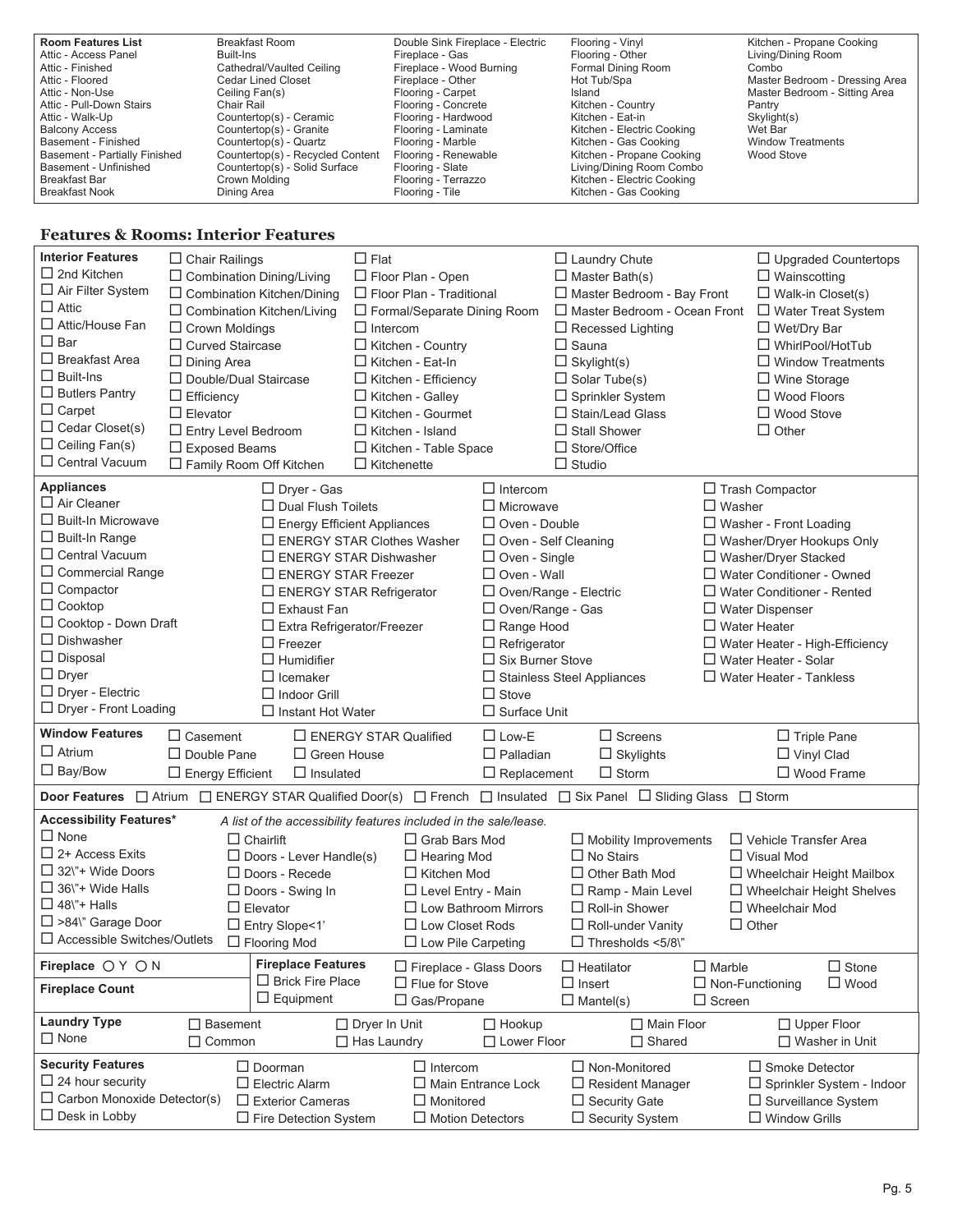| Room Features List | Breakfast Room | Double Sink Fireplace - Electric | Flooring - Vinyl | Kitchen - Propane Cooking |
|---|---|---|---|---|
| Attic - Access Panel | Built-Ins | Fireplace - Gas | Flooring - Other | Living/Dining Room |
| Attic - Finished | Cathedral/Vaulted Ceiling | Fireplace - Wood Burning | Formal Dining Room | Combo |
| Attic - Floored | Cedar Lined Closet | Fireplace - Other | Hot Tub/Spa | Master Bedroom - Dressing Area |
| Attic - Non-Use | Ceiling Fan(s) | Flooring - Carpet | Island | Master Bedroom - Sitting Area |
| Attic - Pull-Down Stairs | Chair Rail | Flooring - Concrete | Kitchen - Country | Pantry |
| Attic - Walk-Up | Countertop(s) - Ceramic | Flooring - Hardwood | Kitchen - Eat-in | Skylight(s) |
| Balcony Access | Countertop(s) - Granite | Flooring - Laminate | Kitchen - Electric Cooking | Wet Bar |
| Basement - Finished | Countertop(s) - Quartz | Flooring - Marble | Kitchen - Gas Cooking | Window Treatments |
| Basement - Partially Finished | Countertop(s) - Recycled Content | Flooring - Renewable | Kitchen - Propane Cooking | Wood Stove |
| Basement - Unfinished | Countertop(s) - Solid Surface | Flooring - Slate | Living/Dining Room Combo | |
| Breakfast Bar | Crown Molding | Flooring - Terrazzo | Kitchen - Electric Cooking | |
| Breakfast Nook | Dining Area | Flooring - Tile | Kitchen - Gas Cooking | |

## Features & Rooms: Interior Features

**Interior Features**

☐ 2nd Kitchen ☐ Air Filter System ☐ Attic ☐ Attic/House Fan ☐ Bar ☐ Breakfast Area ☐ Built-Ins ☐ Butlers Pantry ☐ Carpet ☐ Cedar Closet(s) ☐ Ceiling Fan(s) ☐ Central Vacuum ☐ Chair Railings ☐ Combination Dining/Living ☐ Combination Kitchen/Dining ☐ Combination Kitchen/Living ☐ Crown Moldings ☐ Curved Staircase ☐ Dining Area ☐ Double/Dual Staircase ☐ Efficiency ☐ Elevator ☐ Entry Level Bedroom ☐ Exposed Beams ☐ Family Room Off Kitchen ☐ Flat ☐ Floor Plan - Open ☐ Floor Plan - Traditional ☐ Formal/Separate Dining Room ☐ Intercom ☐ Kitchen - Country ☐ Kitchen - Eat-In ☐ Kitchen - Efficiency ☐ Kitchen - Galley ☐ Kitchen - Gourmet ☐ Kitchen - Island ☐ Kitchen - Table Space ☐ Kitchenette ☐ Laundry Chute ☐ Master Bath(s) ☐ Master Bedroom - Bay Front ☐ Master Bedroom - Ocean Front ☐ Recessed Lighting ☐ Sauna ☐ Skylight(s) ☐ Solar Tube(s) ☐ Sprinkler System ☐ Stain/Lead Glass ☐ Stall Shower ☐ Store/Office ☐ Studio ☐ Upgraded Countertops ☐ Wainscotting ☐ Walk-in Closet(s) ☐ Water Treat System ☐ Wet/Dry Bar ☐ WhirlPool/HotTub ☐ Window Treatments ☐ Wine Storage ☐ Wood Floors ☐ Wood Stove ☐ Other

**Appliances**

☐ Air Cleaner ☐ Built-In Microwave ☐ Built-In Range ☐ Central Vacuum ☐ Commercial Range ☐ Compactor ☐ Cooktop ☐ Cooktop - Down Draft ☐ Dishwasher ☐ Disposal ☐ Dryer ☐ Dryer - Electric ☐ Dryer - Front Loading ☐ Dryer - Gas ☐ Dual Flush Toilets ☐ Energy Efficient Appliances ☐ ENERGY STAR Clothes Washer ☐ ENERGY STAR Dishwasher ☐ ENERGY STAR Freezer ☐ ENERGY STAR Refrigerator ☐ Exhaust Fan ☐ Extra Refrigerator/Freezer ☐ Freezer ☐ Humidifier ☐ Icemaker ☐ Indoor Grill ☐ Instant Hot Water ☐ Intercom ☐ Microwave ☐ Oven - Double ☐ Oven - Self Cleaning ☐ Oven - Single ☐ Oven - Wall ☐ Oven/Range - Electric ☐ Oven/Range - Gas ☐ Range Hood ☐ Refrigerator ☐ Six Burner Stove ☐ Stainless Steel Appliances ☐ Stove ☐ Surface Unit ☐ Trash Compactor ☐ Washer ☐ Washer - Front Loading ☐ Washer/Dryer Hookups Only ☐ Washer/Dryer Stacked ☐ Water Conditioner - Owned ☐ Water Conditioner - Rented ☐ Water Dispenser ☐ Water Heater ☐ Water Heater - High-Efficiency ☐ Water Heater - Solar ☐ Water Heater - Tankless

**Window Features**

☐ Atrium ☐ Bay/Bow ☐ Casement ☐ Double Pane ☐ Energy Efficient ☐ ENERGY STAR Qualified ☐ Green House ☐ Insulated ☐ Low-E ☐ Palladian ☐ Replacement ☐ Screens ☐ Skylights ☐ Storm ☐ Triple Pane ☐ Vinyl Clad ☐ Wood Frame

**Door Features** ☐ Atrium ☐ ENERGY STAR Qualified Door(s) ☐ French ☐ Insulated ☐ Six Panel ☐ Sliding Glass ☐ Storm

**Accessibility Features*** *A list of the accessibility features included in the sale/lease.*

☐ None ☐ 2+ Access Exits ☐ 32\"+ Wide Doors ☐ 36\"+ Wide Halls ☐ 48\"+ Halls ☐ >84\" Garage Door ☐ Accessible Switches/Outlets ☐ Chairlift ☐ Doors - Lever Handle(s) ☐ Doors - Recede ☐ Doors - Swing In ☐ Elevator ☐ Entry Slope<1' ☐ Flooring Mod ☐ Grab Bars Mod ☐ Hearing Mod ☐ Kitchen Mod ☐ Level Entry - Main ☐ Low Bathroom Mirrors ☐ Low Closet Rods ☐ Low Pile Carpeting ☐ Mobility Improvements ☐ No Stairs ☐ Other Bath Mod ☐ Ramp - Main Level ☐ Roll-in Shower ☐ Roll-under Vanity ☐ Thresholds <5/8\" ☐ Vehicle Transfer Area ☐ Visual Mod ☐ Wheelchair Height Mailbox ☐ Wheelchair Height Shelves ☐ Wheelchair Mod ☐ Other

**Fireplace** ○ Y ○ N

**Fireplace Count**

**Fireplace Features** ☐ Brick Fire Place ☐ Equipment ☐ Fireplace - Glass Doors ☐ Flue for Stove ☐ Gas/Propane ☐ Heatilator ☐ Insert ☐ Mantel(s) ☐ Marble ☐ Non-Functioning ☐ Screen ☐ Stone ☐ Wood

**Laundry Type**

☐ None ☐ Basement ☐ Common ☐ Dryer In Unit ☐ Has Laundry ☐ Hookup ☐ Lower Floor ☐ Main Floor ☐ Shared ☐ Upper Floor ☐ Washer in Unit

**Security Features**

☐ 24 hour security ☐ Carbon Monoxide Detector(s) ☐ Desk in Lobby ☐ Doorman ☐ Electric Alarm ☐ Exterior Cameras ☐ Fire Detection System ☐ Intercom ☐ Main Entrance Lock ☐ Monitored ☐ Motion Detectors ☐ Non-Monitored ☐ Resident Manager ☐ Security Gate ☐ Security System ☐ Smoke Detector ☐ Sprinkler System - Indoor ☐ Surveillance System ☐ Window Grills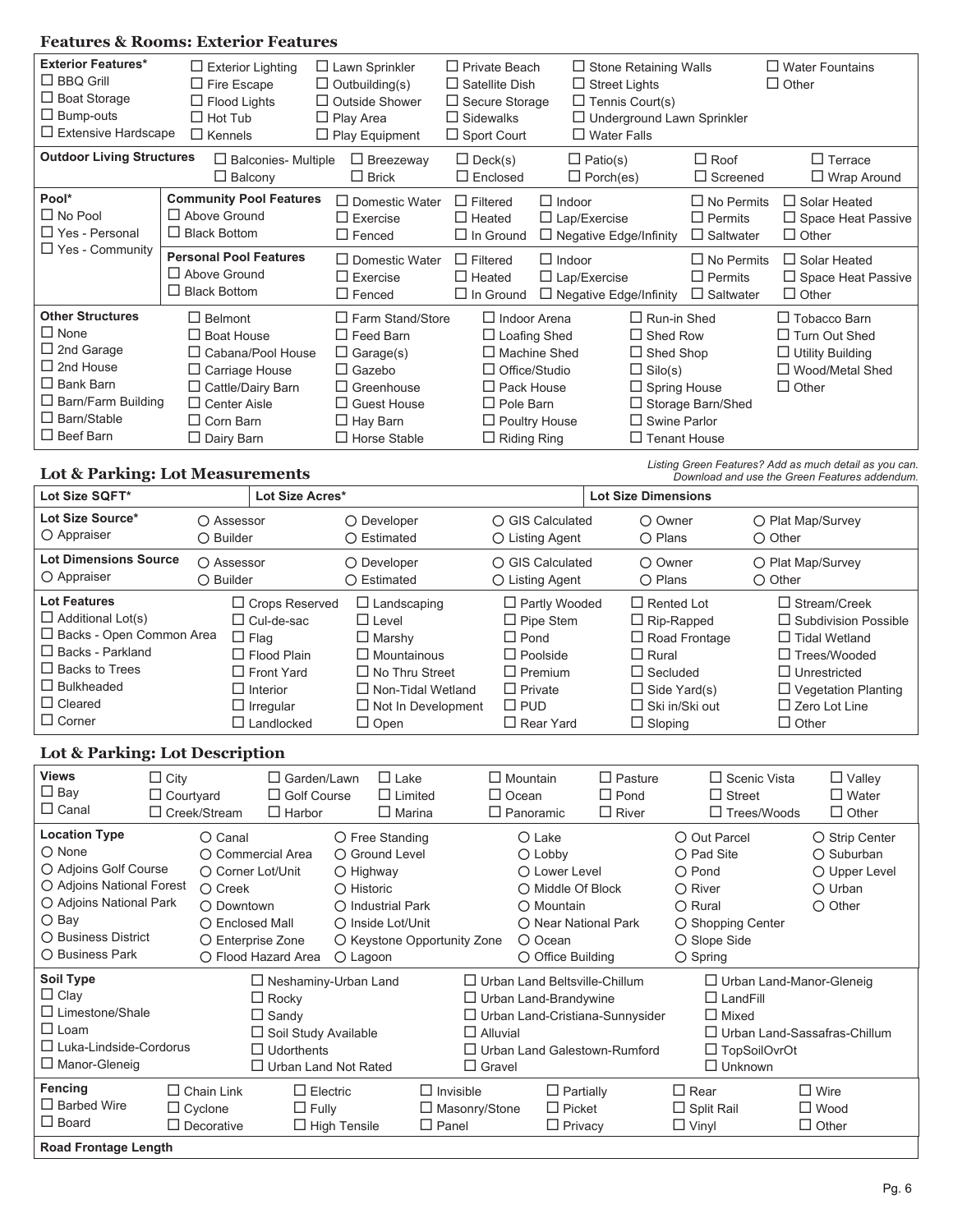## Features & Rooms: Exterior Features

**Exterior Features***

- ☐ BBQ Grill
- ☐ Boat Storage
- ☐ Bump-outs
- ☐ Extensive Hardscape
- ☐ Exterior Lighting
- ☐ Fire Escape
- ☐ Flood Lights
- ☐ Hot Tub
- ☐ Kennels
- ☐ Lawn Sprinkler
- ☐ Outbuilding(s)
- ☐ Outside Shower
- ☐ Play Area
- ☐ Play Equipment
- ☐ Private Beach
- ☐ Satellite Dish
- ☐ Secure Storage
- ☐ Sidewalks
- ☐ Sport Court
- ☐ Stone Retaining Walls
- ☐ Street Lights
- ☐ Tennis Court(s)
- ☐ Underground Lawn Sprinkler
- ☐ Water Falls
- ☐ Water Fountains
- ☐ Other

**Outdoor Living Structures**

- ☐ Balconies- Multiple
- ☐ Balcony
- ☐ Breezeway
- ☐ Brick
- ☐ Deck(s)
- ☐ Enclosed
- ☐ Patio(s)
- ☐ Porch(es)
- ☐ Roof
- ☐ Screened
- ☐ Terrace
- ☐ Wrap Around

**Pool***

- ☐ No Pool
- ☐ Yes - Personal
- ☐ Yes - Community

**Community Pool Features**

- ☐ Above Ground
- ☐ Black Bottom
- ☐ Domestic Water
- ☐ Exercise
- ☐ Fenced
- ☐ Filtered
- ☐ Heated
- ☐ In Ground
- ☐ Indoor
- ☐ Lap/Exercise
- ☐ Negative Edge/Infinity
- ☐ No Permits
- ☐ Permits
- ☐ Saltwater
- ☐ Solar Heated
- ☐ Space Heat Passive
- ☐ Other

**Personal Pool Features**

- ☐ Above Ground
- ☐ Black Bottom
- ☐ Domestic Water
- ☐ Exercise
- ☐ Fenced
- ☐ Filtered
- ☐ Heated
- ☐ In Ground
- ☐ Indoor
- ☐ Lap/Exercise
- ☐ Negative Edge/Infinity
- ☐ No Permits
- ☐ Permits
- ☐ Saltwater
- ☐ Solar Heated
- ☐ Space Heat Passive
- ☐ Other

**Other Structures**

- ☐ None
- ☐ 2nd Garage
- ☐ 2nd House
- ☐ Bank Barn
- ☐ Barn/Farm Building
- ☐ Barn/Stable
- ☐ Beef Barn
- ☐ Belmont
- ☐ Boat House
- ☐ Cabana/Pool House
- ☐ Carriage House
- ☐ Cattle/Dairy Barn
- ☐ Center Aisle
- ☐ Corn Barn
- ☐ Dairy Barn
- ☐ Farm Stand/Store
- ☐ Feed Barn
- ☐ Garage(s)
- ☐ Gazebo
- ☐ Greenhouse
- ☐ Guest House
- ☐ Hay Barn
- ☐ Horse Stable
- ☐ Indoor Arena
- ☐ Loafing Shed
- ☐ Machine Shed
- ☐ Office/Studio
- ☐ Pack House
- ☐ Pole Barn
- ☐ Poultry House
- ☐ Riding Ring
- ☐ Run-in Shed
- ☐ Shed Row
- ☐ Shed Shop
- ☐ Silo(s)
- ☐ Spring House
- ☐ Storage Barn/Shed
- ☐ Swine Parlor
- ☐ Tenant House
- ☐ Tobacco Barn
- ☐ Turn Out Shed
- ☐ Utility Building
- ☐ Wood/Metal Shed
- ☐ Other

## Lot & Parking: Lot Measurements

*Listing Green Features? Add as much detail as you can. Download and use the Green Features addendum.*

| Lot Size SQFT* | Lot Size Acres* | Lot Size Dimensions |
|---|---|---|
| | | |

**Lot Size Source***

- ○ Appraiser
- ○ Assessor
- ○ Builder
- ○ Developer
- ○ Estimated
- ○ GIS Calculated
- ○ Listing Agent
- ○ Owner
- ○ Plans
- ○ Plat Map/Survey
- ○ Other

**Lot Dimensions Source**

- ○ Appraiser
- ○ Assessor
- ○ Builder
- ○ Developer
- ○ Estimated
- ○ GIS Calculated
- ○ Listing Agent
- ○ Owner
- ○ Plans
- ○ Plat Map/Survey
- ○ Other

**Lot Features**

- ☐ Additional Lot(s)
- ☐ Backs - Open Common Area
- ☐ Backs - Parkland
- ☐ Backs to Trees
- ☐ Bulkheaded
- ☐ Cleared
- ☐ Corner
- ☐ Crops Reserved
- ☐ Cul-de-sac
- ☐ Flag
- ☐ Flood Plain
- ☐ Front Yard
- ☐ Interior
- ☐ Irregular
- ☐ Landlocked
- ☐ Landscaping
- ☐ Level
- ☐ Marshy
- ☐ Mountainous
- ☐ No Thru Street
- ☐ Non-Tidal Wetland
- ☐ Not In Development
- ☐ Open
- ☐ Partly Wooded
- ☐ Pipe Stem
- ☐ Pond
- ☐ Poolside
- ☐ Premium
- ☐ Private
- ☐ PUD
- ☐ Rear Yard
- ☐ Rented Lot
- ☐ Rip-Rapped
- ☐ Road Frontage
- ☐ Rural
- ☐ Secluded
- ☐ Side Yard(s)
- ☐ Ski in/Ski out
- ☐ Sloping
- ☐ Stream/Creek
- ☐ Subdivision Possible
- ☐ Tidal Wetland
- ☐ Trees/Wooded
- ☐ Unrestricted
- ☐ Vegetation Planting
- ☐ Zero Lot Line
- ☐ Other

## Lot & Parking: Lot Description

**Views**

- ☐ Bay
- ☐ Canal
- ☐ City
- ☐ Courtyard
- ☐ Creek/Stream
- ☐ Garden/Lawn
- ☐ Golf Course
- ☐ Harbor
- ☐ Lake
- ☐ Limited
- ☐ Marina
- ☐ Mountain
- ☐ Ocean
- ☐ Panoramic
- ☐ Pasture
- ☐ Pond
- ☐ River
- ☐ Scenic Vista
- ☐ Street
- ☐ Trees/Woods
- ☐ Valley
- ☐ Water
- ☐ Other

**Location Type**

- ○ None
- ○ Adjoins Golf Course
- ○ Adjoins National Forest
- ○ Adjoins National Park
- ○ Bay
- ○ Business District
- ○ Business Park
- ○ Canal
- ○ Commercial Area
- ○ Corner Lot/Unit
- ○ Creek
- ○ Downtown
- ○ Enclosed Mall
- ○ Enterprise Zone
- ○ Flood Hazard Area
- ○ Free Standing
- ○ Ground Level
- ○ Highway
- ○ Historic
- ○ Industrial Park
- ○ Inside Lot/Unit
- ○ Keystone Opportunity Zone
- ○ Lagoon
- ○ Lake
- ○ Lobby
- ○ Lower Level
- ○ Middle Of Block
- ○ Mountain
- ○ Near National Park
- ○ Ocean
- ○ Office Building
- ○ Out Parcel
- ○ Pad Site
- ○ Pond
- ○ River
- ○ Rural
- ○ Shopping Center
- ○ Slope Side
- ○ Spring
- ○ Strip Center
- ○ Suburban
- ○ Upper Level
- ○ Urban
- ○ Other

**Soil Type**

- ☐ Clay
- ☐ Limestone/Shale
- ☐ Loam
- ☐ Luka-Lindside-Cordorus
- ☐ Manor-Gleneig
- ☐ Neshaminy-Urban Land
- ☐ Rocky
- ☐ Sandy
- ☐ Soil Study Available
- ☐ Udorthents
- ☐ Urban Land Not Rated
- ☐ Urban Land Beltsville-Chillum
- ☐ Urban Land-Brandywine
- ☐ Urban Land-Cristiana-Sunnysider
- ☐ Alluvial
- ☐ Urban Land Galestown-Rumford
- ☐ Gravel
- ☐ Urban Land-Manor-Gleneig
- ☐ LandFill
- ☐ Mixed
- ☐ Urban Land-Sassafras-Chillum
- ☐ TopSoilOvrOt
- ☐ Unknown

**Fencing**

- ☐ Barbed Wire
- ☐ Board
- ☐ Chain Link
- ☐ Cyclone
- ☐ Decorative
- ☐ Electric
- ☐ Fully
- ☐ High Tensile
- ☐ Invisible
- ☐ Masonry/Stone
- ☐ Panel
- ☐ Partially
- ☐ Picket
- ☐ Privacy
- ☐ Rear
- ☐ Split Rail
- ☐ Vinyl
- ☐ Wire
- ☐ Wood
- ☐ Other

**Road Frontage Length**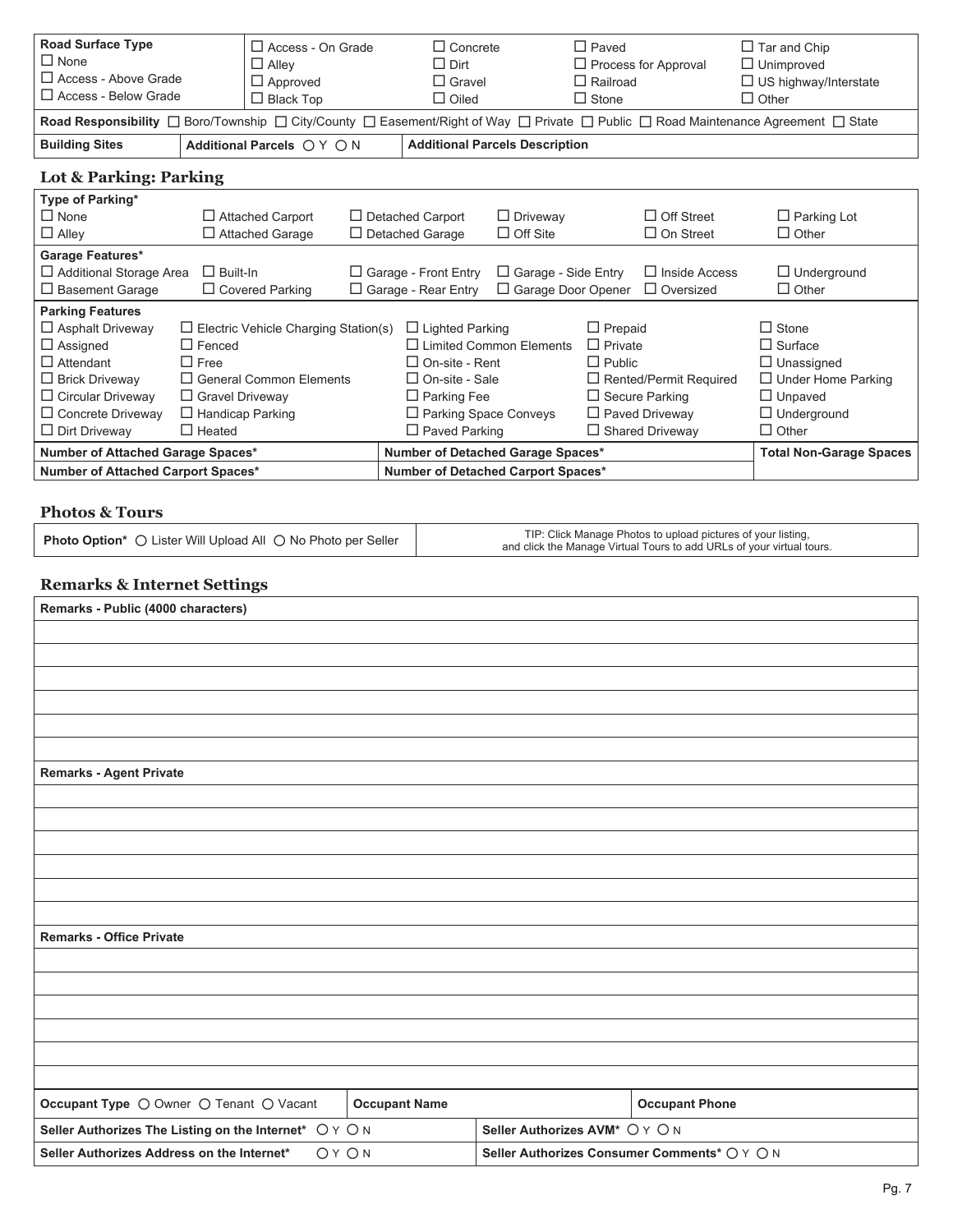| **Road Surface Type** | | | | |
|---|---|---|---|---|
| ☐ None | ☐ Access - On Grade | ☐ Concrete | ☐ Paved | ☐ Tar and Chip |
| ☐ Access - Above Grade | ☐ Alley | ☐ Dirt | ☐ Process for Approval | ☐ Unimproved |
| ☐ Access - Below Grade | ☐ Approved | ☐ Gravel | ☐ Railroad | ☐ US highway/Interstate |
| | ☐ Black Top | ☐ Oiled | ☐ Stone | ☐ Other |

**Road Responsibility** ☐ Boro/Township ☐ City/County ☐ Easement/Right of Way ☐ Private ☐ Public ☐ Road Maintenance Agreement ☐ State

| **Building Sites** | **Additional Parcels** ○ Y ○ N | **Additional Parcels Description** |
|---|---|---|

## Lot & Parking: Parking

| **Type of Parking*** | | | | | |
|---|---|---|---|---|---|
| ☐ None | ☐ Attached Carport | ☐ Detached Carport | ☐ Driveway | ☐ Off Street | ☐ Parking Lot |
| ☐ Alley | ☐ Attached Garage | ☐ Detached Garage | ☐ Off Site | ☐ On Street | ☐ Other |

| **Garage Features*** | | | | | |
|---|---|---|---|---|---|
| ☐ Additional Storage Area | ☐ Built-In | ☐ Garage - Front Entry | ☐ Garage - Side Entry | ☐ Inside Access | ☐ Underground |
| ☐ Basement Garage | ☐ Covered Parking | ☐ Garage - Rear Entry | ☐ Garage Door Opener | ☐ Oversized | ☐ Other |

| **Parking Features** | | | | |
|---|---|---|---|---|
| ☐ Asphalt Driveway | ☐ Electric Vehicle Charging Station(s) | ☐ Lighted Parking | ☐ Prepaid | ☐ Stone |
| ☐ Assigned | ☐ Fenced | ☐ Limited Common Elements | ☐ Private | ☐ Surface |
| ☐ Attendant | ☐ Free | ☐ On-site - Rent | ☐ Public | ☐ Unassigned |
| ☐ Brick Driveway | ☐ General Common Elements | ☐ On-site - Sale | ☐ Rented/Permit Required | ☐ Under Home Parking |
| ☐ Circular Driveway | ☐ Gravel Driveway | ☐ Parking Fee | ☐ Secure Parking | ☐ Unpaved |
| ☐ Concrete Driveway | ☐ Handicap Parking | ☐ Parking Space Conveys | ☐ Paved Driveway | ☐ Underground |
| ☐ Dirt Driveway | ☐ Heated | ☐ Paved Parking | ☐ Shared Driveway | ☐ Other |

| **Number of Attached Garage Spaces*** | **Number of Detached Garage Spaces*** | **Total Non-Garage Spaces** |
|---|---|---|
| **Number of Attached Carport Spaces*** | **Number of Detached Carport Spaces*** | |

## Photos & Tours

| **Photo Option*** ○ Lister Will Upload All ○ No Photo per Seller | TIP: Click Manage Photos to upload pictures of your listing, and click the Manage Virtual Tours to add URLs of your virtual tours. |
|---|---|

## Remarks & Internet Settings

| **Remarks - Public (4000 characters)** |
|---|
| |
| |
| |
| |
| |
| |

| **Remarks - Agent Private** |
|---|
| |
| |
| |
| |
| |
| |

| **Remarks - Office Private** |
|---|
| |
| |
| |
| |
| |
| |

| **Occupant Type** ○ Owner ○ Tenant ○ Vacant | **Occupant Name** | **Occupant Phone** |
|---|---|---|

| **Seller Authorizes The Listing on the Internet*** ○ Y ○ N | **Seller Authorizes AVM*** ○ Y ○ N |
|---|---|
| **Seller Authorizes Address on the Internet*** ○ Y ○ N | **Seller Authorizes Consumer Comments*** ○ Y ○ N |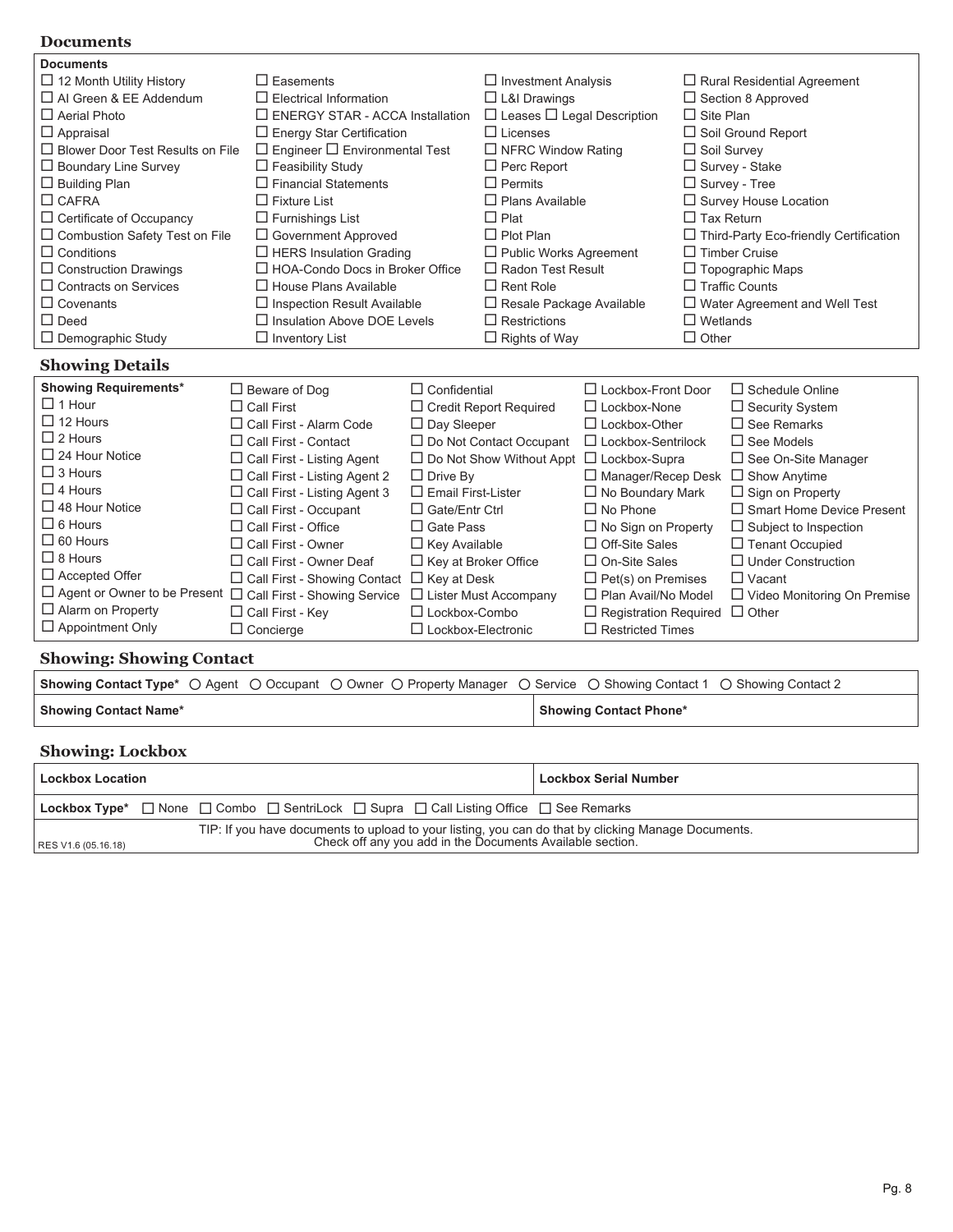## Documents

| Documents | | | |
|---|---|---|---|
| ☐ 12 Month Utility History | ☐ Easements | ☐ Investment Analysis | ☐ Rural Residential Agreement |
| ☐ AI Green & EE Addendum | ☐ Electrical Information | ☐ L&I Drawings | ☐ Section 8 Approved |
| ☐ Aerial Photo | ☐ ENERGY STAR - ACCA Installation | ☐ Leases ☐ Legal Description | ☐ Site Plan |
| ☐ Appraisal | ☐ Energy Star Certification | ☐ Licenses | ☐ Soil Ground Report |
| ☐ Blower Door Test Results on File | ☐ Engineer ☐ Environmental Test | ☐ NFRC Window Rating | ☐ Soil Survey |
| ☐ Boundary Line Survey | ☐ Feasibility Study | ☐ Perc Report | ☐ Survey - Stake |
| ☐ Building Plan | ☐ Financial Statements | ☐ Permits | ☐ Survey - Tree |
| ☐ CAFRA | ☐ Fixture List | ☐ Plans Available | ☐ Survey House Location |
| ☐ Certificate of Occupancy | ☐ Furnishings List | ☐ Plat | ☐ Tax Return |
| ☐ Combustion Safety Test on File | ☐ Government Approved | ☐ Plot Plan | ☐ Third-Party Eco-friendly Certification |
| ☐ Conditions | ☐ HERS Insulation Grading | ☐ Public Works Agreement | ☐ Timber Cruise |
| ☐ Construction Drawings | ☐ HOA-Condo Docs in Broker Office | ☐ Radon Test Result | ☐ Topographic Maps |
| ☐ Contracts on Services | ☐ House Plans Available | ☐ Rent Role | ☐ Traffic Counts |
| ☐ Covenants | ☐ Inspection Result Available | ☐ Resale Package Available | ☐ Water Agreement and Well Test |
| ☐ Deed | ☐ Insulation Above DOE Levels | ☐ Restrictions | ☐ Wetlands |
| ☐ Demographic Study | ☐ Inventory List | ☐ Rights of Way | ☐ Other |

## Showing Details

| Showing Requirements* | | | | |
|---|---|---|---|---|
| ☐ 1 Hour | ☐ Beware of Dog | ☐ Confidential | ☐ Lockbox-Front Door | ☐ Schedule Online |
| ☐ 12 Hours | ☐ Call First | ☐ Credit Report Required | ☐ Lockbox-None | ☐ Security System |
| ☐ 2 Hours | ☐ Call First - Alarm Code | ☐ Day Sleeper | ☐ Lockbox-Other | ☐ See Models |
| ☐ 24 Hour Notice | ☐ Call First - Contact | ☐ Do Not Contact Occupant | ☐ Lockbox-Sentrilock | ☐ See Remarks |
| ☐ 3 Hours | ☐ Call First - Listing Agent | ☐ Do Not Show Without Appt | ☐ Lockbox-Supra | ☐ See On-Site Manager |
| ☐ 4 Hours | ☐ Call First - Listing Agent 2 | ☐ Drive By | ☐ Manager/Recep Desk | ☐ Show Anytime |
| ☐ 48 Hour Notice | ☐ Call First - Listing Agent 3 | ☐ Email First-Lister | ☐ No Boundary Mark | ☐ Sign on Property |
| ☐ 6 Hours | ☐ Call First - Occupant | ☐ Gate/Entr Ctrl | ☐ No Phone | ☐ Smart Home Device Present |
| ☐ 60 Hours | ☐ Call First - Office | ☐ Gate Pass | ☐ No Sign on Property | ☐ Subject to Inspection |
| ☐ 8 Hours | ☐ Call First - Owner | ☐ Key Available | ☐ Off-Site Sales | ☐ Tenant Occupied |
| ☐ Accepted Offer | ☐ Call First - Owner Deaf | ☐ Key at Broker Office | ☐ On-Site Sales | ☐ Under Construction |
| ☐ Agent or Owner to be Present | ☐ Call First - Showing Contact | ☐ Key at Desk | ☐ Pet(s) on Premises | ☐ Vacant |
| ☐ Alarm on Property | ☐ Call First - Showing Service | ☐ Lister Must Accompany | ☐ Plan Avail/No Model | ☐ Video Monitoring On Premise |
| ☐ Appointment Only | ☐ Call First - Key | ☐ Lockbox-Combo | ☐ Registration Required | ☐ Other |
| | ☐ Concierge | ☐ Lockbox-Electronic | ☐ Restricted Times | |

## Showing: Showing Contact

| | |
|---|---|
| **Showing Contact Type*** ○ Agent ○ Occupant ○ Owner ○ Property Manager ○ Service ○ Showing Contact 1 ○ Showing Contact 2 | |
| **Showing Contact Name*** | **Showing Contact Phone*** |

## Showing: Lockbox

| | |
|---|---|
| **Lockbox Location** | **Lockbox Serial Number** |
| **Lockbox Type*** ☐ None ☐ Combo ☐ SentriLock ☐ Supra ☐ Call Listing Office ☐ See Remarks | |

TIP: If you have documents to upload to your listing, you can do that by clicking Manage Documents. Check off any you add in the Documents Available section.

RES V1.6 (05.16.18)